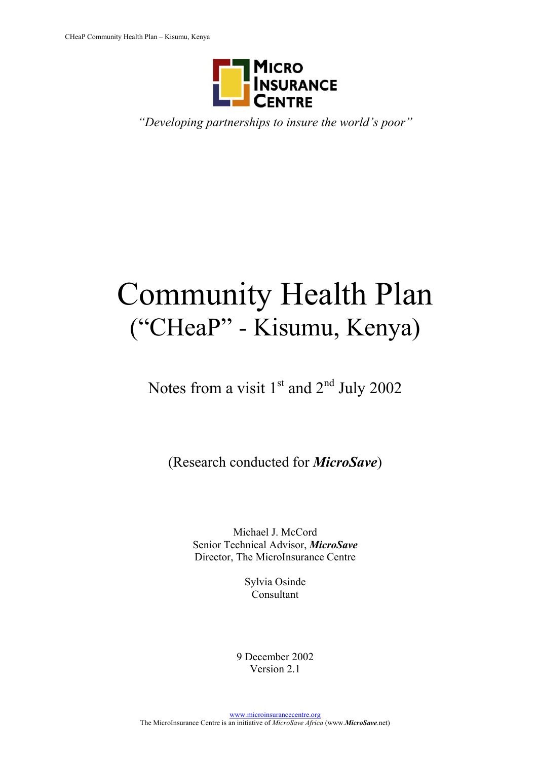MICRO INSURANCE CENTRE

*"Developing partnerships to insure the world's poor"*

# Community Health Plan
## ("CHeaP" - Kisumu, Kenya)

Notes from a visit 1st and 2nd July 2002

(Research conducted for ***MicroSave***)

Michael J. McCord
Senior Technical Advisor, ***MicroSave***
Director, The MicroInsurance Centre

Sylvia Osinde
Consultant

9 December 2002
Version 2.1

www.microinsurancecentre.org
The MicroInsurance Centre is an initiative of *MicroSave Africa* (www.***MicroSave***.net)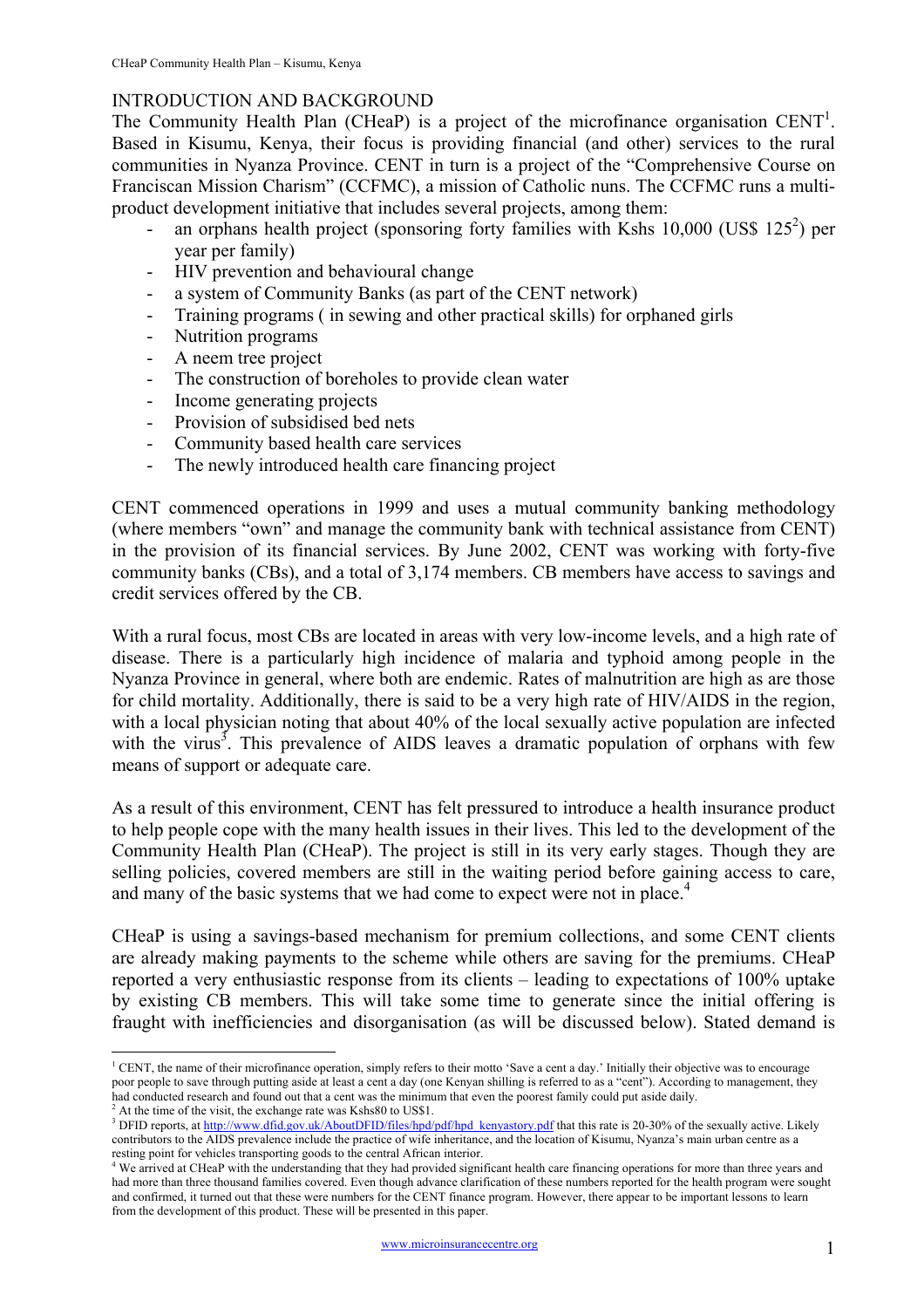## INTRODUCTION AND BACKGROUND

The Community Health Plan (CHeaP) is a project of the microfinance organisation CENT[1]. Based in Kisumu, Kenya, their focus is providing financial (and other) services to the rural communities in Nyanza Province. CENT in turn is a project of the "Comprehensive Course on Franciscan Mission Charism" (CCFMC), a mission of Catholic nuns. The CCFMC runs a multi-product development initiative that includes several projects, among them:

- an orphans health project (sponsoring forty families with Kshs 10,000 (US$ 125[2]) per year per family)
- HIV prevention and behavioural change
- a system of Community Banks (as part of the CENT network)
- Training programs ( in sewing and other practical skills) for orphaned girls
- Nutrition programs
- A neem tree project
- The construction of boreholes to provide clean water
- Income generating projects
- Provision of subsidised bed nets
- Community based health care services
- The newly introduced health care financing project

CENT commenced operations in 1999 and uses a mutual community banking methodology (where members "own" and manage the community bank with technical assistance from CENT) in the provision of its financial services. By June 2002, CENT was working with forty-five community banks (CBs), and a total of 3,174 members. CB members have access to savings and credit services offered by the CB.

With a rural focus, most CBs are located in areas with very low-income levels, and a high rate of disease. There is a particularly high incidence of malaria and typhoid among people in the Nyanza Province in general, where both are endemic. Rates of malnutrition are high as are those for child mortality. Additionally, there is said to be a very high rate of HIV/AIDS in the region, with a local physician noting that about 40% of the local sexually active population are infected with the virus[3]. This prevalence of AIDS leaves a dramatic population of orphans with few means of support or adequate care.

As a result of this environment, CENT has felt pressured to introduce a health insurance product to help people cope with the many health issues in their lives. This led to the development of the Community Health Plan (CHeaP). The project is still in its very early stages. Though they are selling policies, covered members are still in the waiting period before gaining access to care, and many of the basic systems that we had come to expect were not in place.[4]

CHeaP is using a savings-based mechanism for premium collections, and some CENT clients are already making payments to the scheme while others are saving for the premiums. CHeaP reported a very enthusiastic response from its clients – leading to expectations of 100% uptake by existing CB members. This will take some time to generate since the initial offering is fraught with inefficiencies and disorganisation (as will be discussed below). Stated demand is

---

[1] CENT, the name of their microfinance operation, simply refers to their motto 'Save a cent a day.' Initially their objective was to encourage poor people to save through putting aside at least a cent a day (one Kenyan shilling is referred to as a "cent"). According to management, they had conducted research and found out that a cent was the minimum that even the poorest family could put aside daily.

[2] At the time of the visit, the exchange rate was Kshs80 to US$1.

[3] DFID reports, at http://www.dfid.gov.uk/AboutDFID/files/hpd/pdf/hpd_kenyastory.pdf that this rate is 20-30% of the sexually active. Likely contributors to the AIDS prevalence include the practice of wife inheritance, and the location of Kisumu, Nyanza's main urban centre as a resting point for vehicles transporting goods to the central African interior.

[4] We arrived at CHeaP with the understanding that they had provided significant health care financing operations for more than three years and had more than three thousand families covered. Even though advance clarification of these numbers reported for the health program were sought and confirmed, it turned out that these were numbers for the CENT finance program. However, there appear to be important lessons to learn from the development of this product. These will be presented in this paper.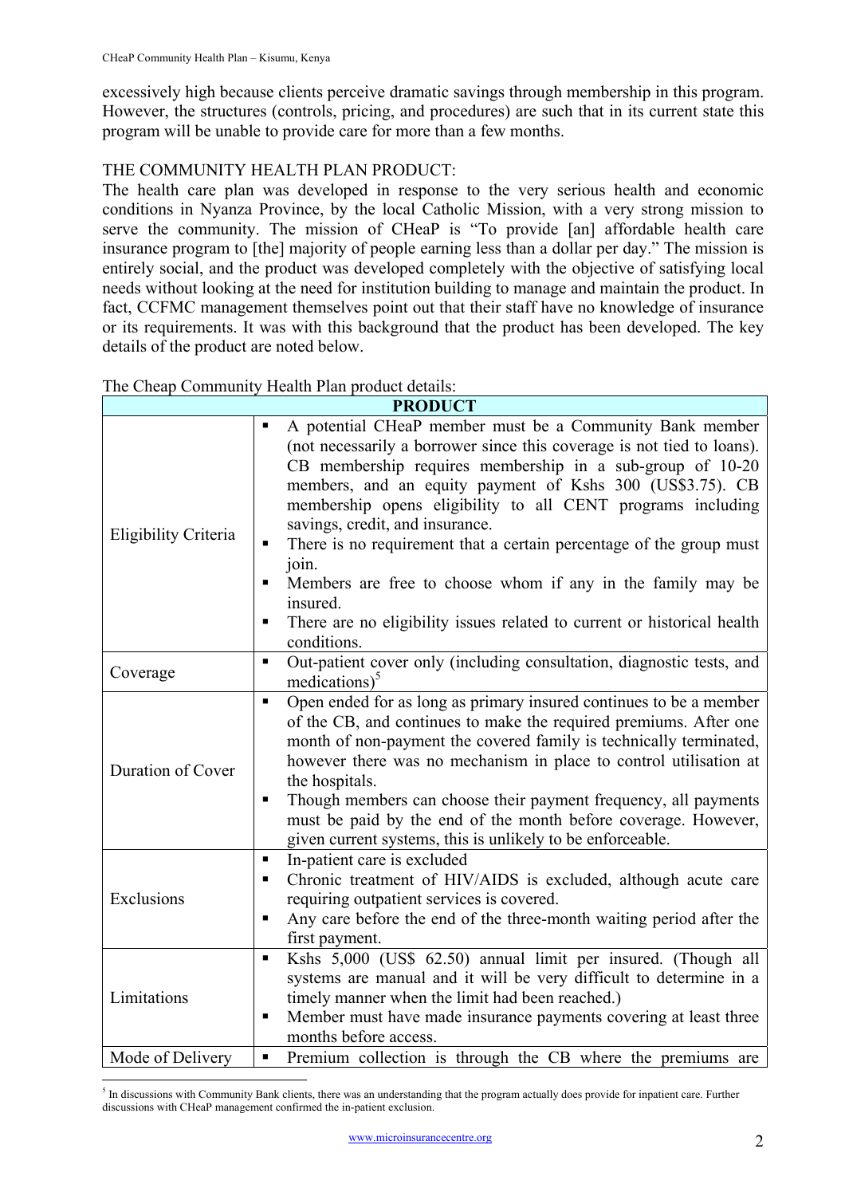excessively high because clients perceive dramatic savings through membership in this program. However, the structures (controls, pricing, and procedures) are such that in its current state this program will be unable to provide care for more than a few months.

## THE COMMUNITY HEALTH PLAN PRODUCT:

The health care plan was developed in response to the very serious health and economic conditions in Nyanza Province, by the local Catholic Mission, with a very strong mission to serve the community. The mission of CHeaP is "To provide [an] affordable health care insurance program to [the] majority of people earning less than a dollar per day." The mission is entirely social, and the product was developed completely with the objective of satisfying local needs without looking at the need for institution building to manage and maintain the product. In fact, CCFMC management themselves point out that their staff have no knowledge of insurance or its requirements. It was with this background that the product has been developed. The key details of the product are noted below.

The Cheap Community Health Plan product details:

| PRODUCT | |
|---|---|
| Eligibility Criteria | ▪ A potential CHeaP member must be a Community Bank member (not necessarily a borrower since this coverage is not tied to loans). CB membership requires membership in a sub-group of 10-20 members, and an equity payment of Kshs 300 (US$3.75). CB membership opens eligibility to all CENT programs including savings, credit, and insurance.<br>▪ There is no requirement that a certain percentage of the group must join.<br>▪ Members are free to choose whom if any in the family may be insured.<br>▪ There are no eligibility issues related to current or historical health conditions. |
| Coverage | ▪ Out-patient cover only (including consultation, diagnostic tests, and medications)[5] |
| Duration of Cover | ▪ Open ended for as long as primary insured continues to be a member of the CB, and continues to make the required premiums. After one month of non-payment the covered family is technically terminated, however there was no mechanism in place to control utilisation at the hospitals.<br>▪ Though members can choose their payment frequency, all payments must be paid by the end of the month before coverage. However, given current systems, this is unlikely to be enforceable. |
| Exclusions | ▪ In-patient care is excluded<br>▪ Chronic treatment of HIV/AIDS is excluded, although acute care requiring outpatient services is covered.<br>▪ Any care before the end of the three-month waiting period after the first payment. |
| Limitations | ▪ Kshs 5,000 (US$ 62.50) annual limit per insured. (Though all systems are manual and it will be very difficult to determine in a timely manner when the limit had been reached.)<br>▪ Member must have made insurance payments covering at least three months before access. |
| Mode of Delivery | ▪ Premium collection is through the CB where the premiums are |

[5] In discussions with Community Bank clients, there was an understanding that the program actually does provide for inpatient care. Further discussions with CHeaP management confirmed the in-patient exclusion.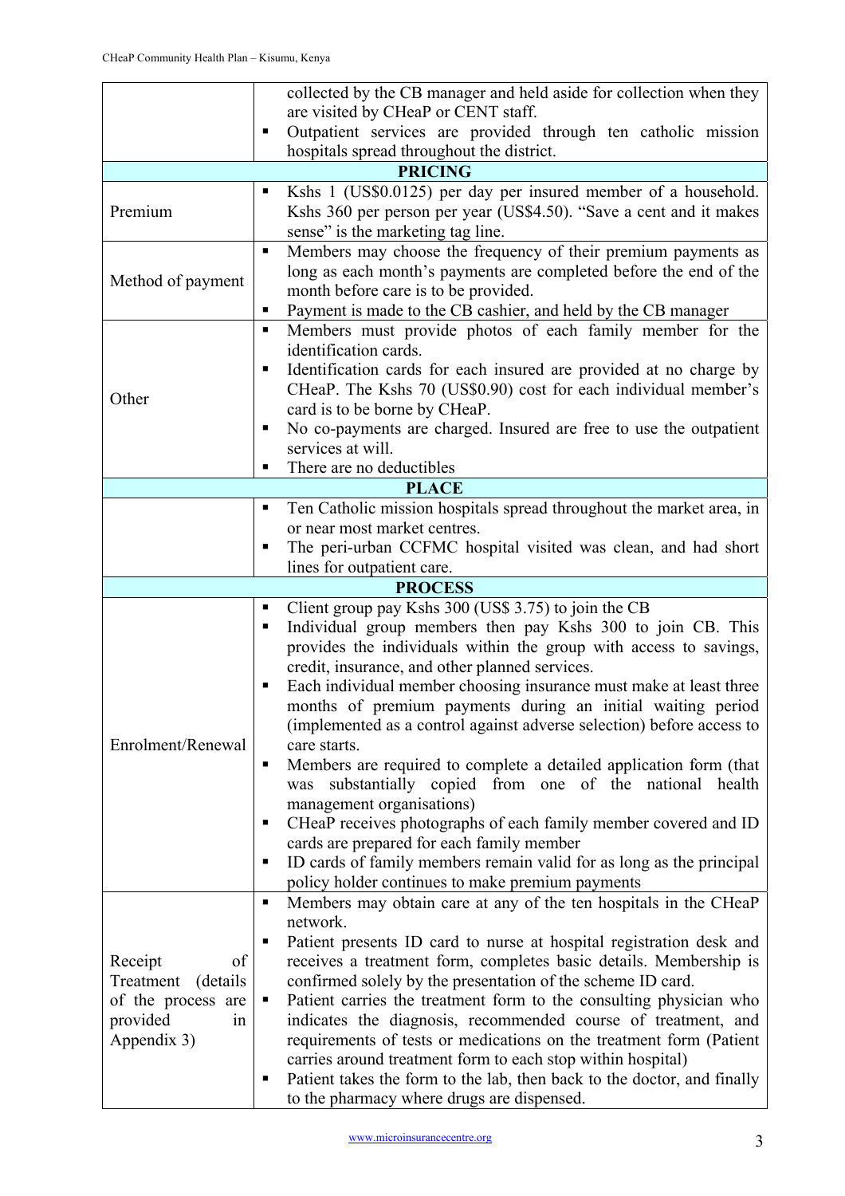| | |
|---|---|
| | collected by the CB manager and held aside for collection when they are visited by CHeaP or CENT staff.<br>▪ Outpatient services are provided through ten catholic mission hospitals spread throughout the district. |
| **PRICING** | |
| Premium | ▪ Kshs 1 (US$0.0125) per day per insured member of a household. Kshs 360 per person per year (US$4.50). "Save a cent and it makes sense" is the marketing tag line. |
| Method of payment | ▪ Members may choose the frequency of their premium payments as long as each month's payments are completed before the end of the month before care is to be provided.<br>▪ Payment is made to the CB cashier, and held by the CB manager |
| Other | ▪ Members must provide photos of each family member for the identification cards.<br>▪ Identification cards for each insured are provided at no charge by CHeaP. The Kshs 70 (US$0.90) cost for each individual member's card is to be borne by CHeaP.<br>▪ No co-payments are charged. Insured are free to use the outpatient services at will.<br>▪ There are no deductibles |
| **PLACE** | |
| | ▪ Ten Catholic mission hospitals spread throughout the market area, in or near most market centres.<br>▪ The peri-urban CCFMC hospital visited was clean, and had short lines for outpatient care. |
| **PROCESS** | |
| Enrolment/Renewal | ▪ Client group pay Kshs 300 (US$ 3.75) to join the CB<br>▪ Individual group members then pay Kshs 300 to join CB. This provides the individuals within the group with access to savings, credit, insurance, and other planned services.<br>▪ Each individual member choosing insurance must make at least three months of premium payments during an initial waiting period (implemented as a control against adverse selection) before access to care starts.<br>▪ Members are required to complete a detailed application form (that was substantially copied from one of the national health management organisations)<br>▪ CHeaP receives photographs of each family member covered and ID cards are prepared for each family member<br>▪ ID cards of family members remain valid for as long as the principal policy holder continues to make premium payments |
| Receipt of Treatment (details of the process are provided in Appendix 3) | ▪ Members may obtain care at any of the ten hospitals in the CHeaP network.<br>▪ Patient presents ID card to nurse at hospital registration desk and receives a treatment form, completes basic details. Membership is confirmed solely by the presentation of the scheme ID card.<br>▪ Patient carries the treatment form to the consulting physician who indicates the diagnosis, recommended course of treatment, and requirements of tests or medications on the treatment form (Patient carries around treatment form to each stop within hospital)<br>▪ Patient takes the form to the lab, then back to the doctor, and finally to the pharmacy where drugs are dispensed. |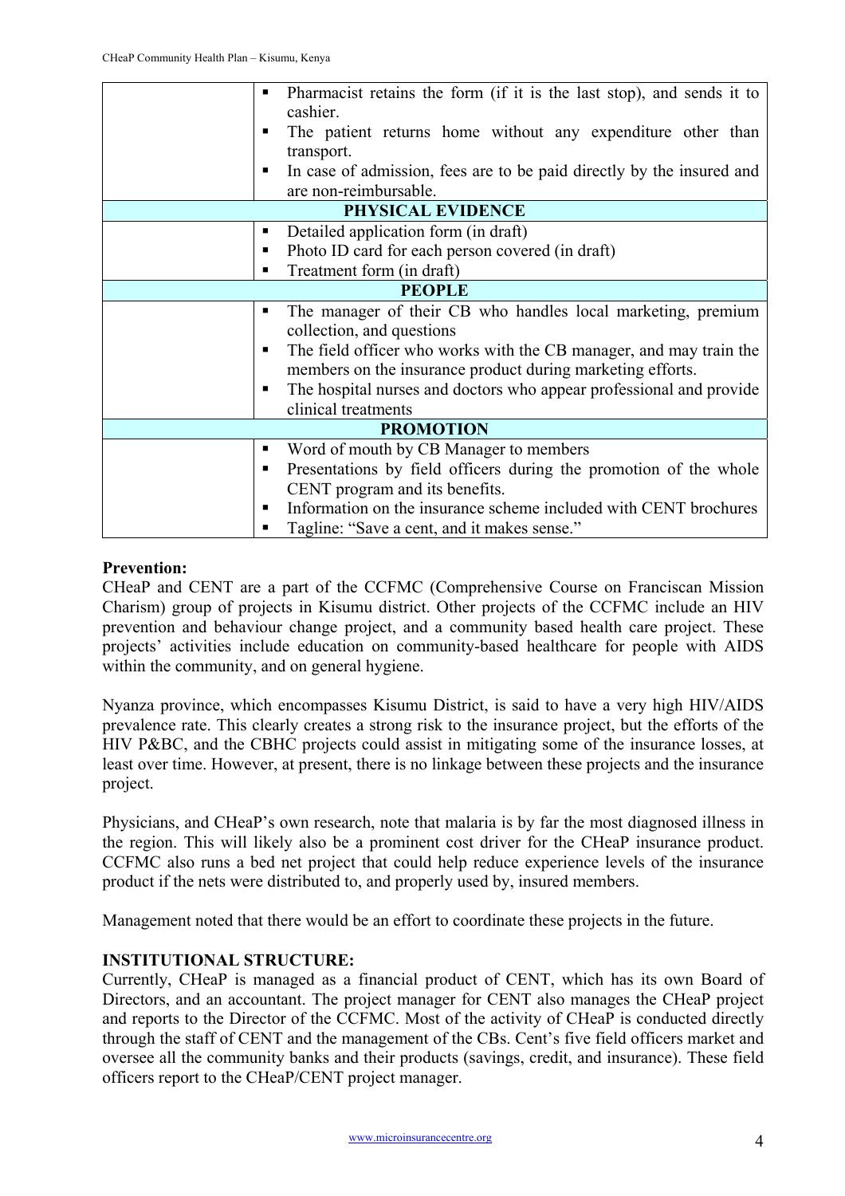| | |
|---|---|
| | ▪ Pharmacist retains the form (if it is the last stop), and sends it to cashier.<br>▪ The patient returns home without any expenditure other than transport.<br>▪ In case of admission, fees are to be paid directly by the insured and are non-reimbursable. |
| **PHYSICAL EVIDENCE** | |
| | ▪ Detailed application form (in draft)<br>▪ Photo ID card for each person covered (in draft)<br>▪ Treatment form (in draft) |
| **PEOPLE** | |
| | ▪ The manager of their CB who handles local marketing, premium collection, and questions<br>▪ The field officer who works with the CB manager, and may train the members on the insurance product during marketing efforts.<br>▪ The hospital nurses and doctors who appear professional and provide clinical treatments |
| **PROMOTION** | |
| | ▪ Word of mouth by CB Manager to members<br>▪ Presentations by field officers during the promotion of the whole CENT program and its benefits.<br>▪ Information on the insurance scheme included with CENT brochures<br>▪ Tagline: "Save a cent, and it makes sense." |

**Prevention:**

CHeaP and CENT are a part of the CCFMC (Comprehensive Course on Franciscan Mission Charism) group of projects in Kisumu district. Other projects of the CCFMC include an HIV prevention and behaviour change project, and a community based health care project. These projects' activities include education on community-based healthcare for people with AIDS within the community, and on general hygiene.

Nyanza province, which encompasses Kisumu District, is said to have a very high HIV/AIDS prevalence rate. This clearly creates a strong risk to the insurance project, but the efforts of the HIV P&BC, and the CBHC projects could assist in mitigating some of the insurance losses, at least over time. However, at present, there is no linkage between these projects and the insurance project.

Physicians, and CHeaP's own research, note that malaria is by far the most diagnosed illness in the region. This will likely also be a prominent cost driver for the CHeaP insurance product. CCFMC also runs a bed net project that could help reduce experience levels of the insurance product if the nets were distributed to, and properly used by, insured members.

Management noted that there would be an effort to coordinate these projects in the future.

**INSTITUTIONAL STRUCTURE:**

Currently, CHeaP is managed as a financial product of CENT, which has its own Board of Directors, and an accountant. The project manager for CENT also manages the CHeaP project and reports to the Director of the CCFMC. Most of the activity of CHeaP is conducted directly through the staff of CENT and the management of the CBs. Cent's five field officers market and oversee all the community banks and their products (savings, credit, and insurance). These field officers report to the CHeaP/CENT project manager.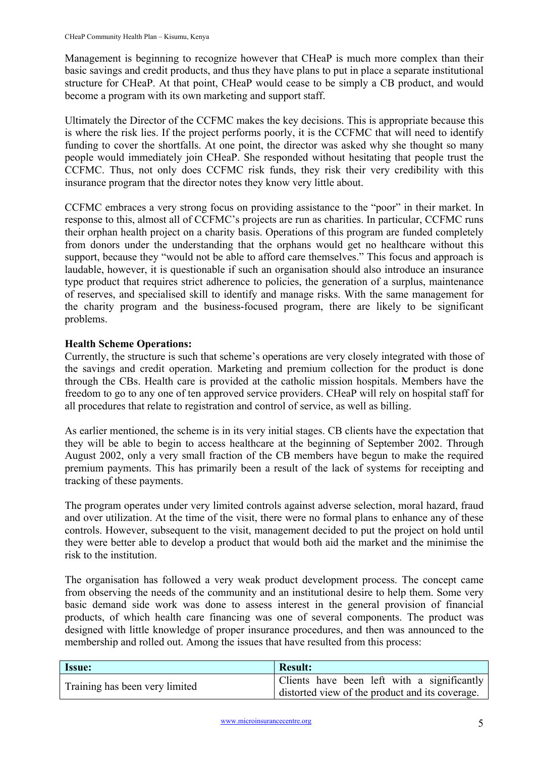Management is beginning to recognize however that CHeaP is much more complex than their basic savings and credit products, and thus they have plans to put in place a separate institutional structure for CHeaP. At that point, CHeaP would cease to be simply a CB product, and would become a program with its own marketing and support staff.

Ultimately the Director of the CCFMC makes the key decisions. This is appropriate because this is where the risk lies. If the project performs poorly, it is the CCFMC that will need to identify funding to cover the shortfalls. At one point, the director was asked why she thought so many people would immediately join CHeaP. She responded without hesitating that people trust the CCFMC. Thus, not only does CCFMC risk funds, they risk their very credibility with this insurance program that the director notes they know very little about.

CCFMC embraces a very strong focus on providing assistance to the "poor" in their market. In response to this, almost all of CCFMC's projects are run as charities. In particular, CCFMC runs their orphan health project on a charity basis. Operations of this program are funded completely from donors under the understanding that the orphans would get no healthcare without this support, because they "would not be able to afford care themselves." This focus and approach is laudable, however, it is questionable if such an organisation should also introduce an insurance type product that requires strict adherence to policies, the generation of a surplus, maintenance of reserves, and specialised skill to identify and manage risks. With the same management for the charity program and the business-focused program, there are likely to be significant problems.

**Health Scheme Operations:**

Currently, the structure is such that scheme's operations are very closely integrated with those of the savings and credit operation. Marketing and premium collection for the product is done through the CBs. Health care is provided at the catholic mission hospitals. Members have the freedom to go to any one of ten approved service providers. CHeaP will rely on hospital staff for all procedures that relate to registration and control of service, as well as billing.

As earlier mentioned, the scheme is in its very initial stages. CB clients have the expectation that they will be able to begin to access healthcare at the beginning of September 2002. Through August 2002, only a very small fraction of the CB members have begun to make the required premium payments. This has primarily been a result of the lack of systems for receipting and tracking of these payments.

The program operates under very limited controls against adverse selection, moral hazard, fraud and over utilization. At the time of the visit, there were no formal plans to enhance any of these controls. However, subsequent to the visit, management decided to put the project on hold until they were better able to develop a product that would both aid the market and the minimise the risk to the institution.

The organisation has followed a very weak product development process. The concept came from observing the needs of the community and an institutional desire to help them. Some very basic demand side work was done to assess interest in the general provision of financial products, of which health care financing was one of several components. The product was designed with little knowledge of proper insurance procedures, and then was announced to the membership and rolled out. Among the issues that have resulted from this process:

| Issue: | Result: |
|---|---|
| Training has been very limited | Clients have been left with a significantly distorted view of the product and its coverage. |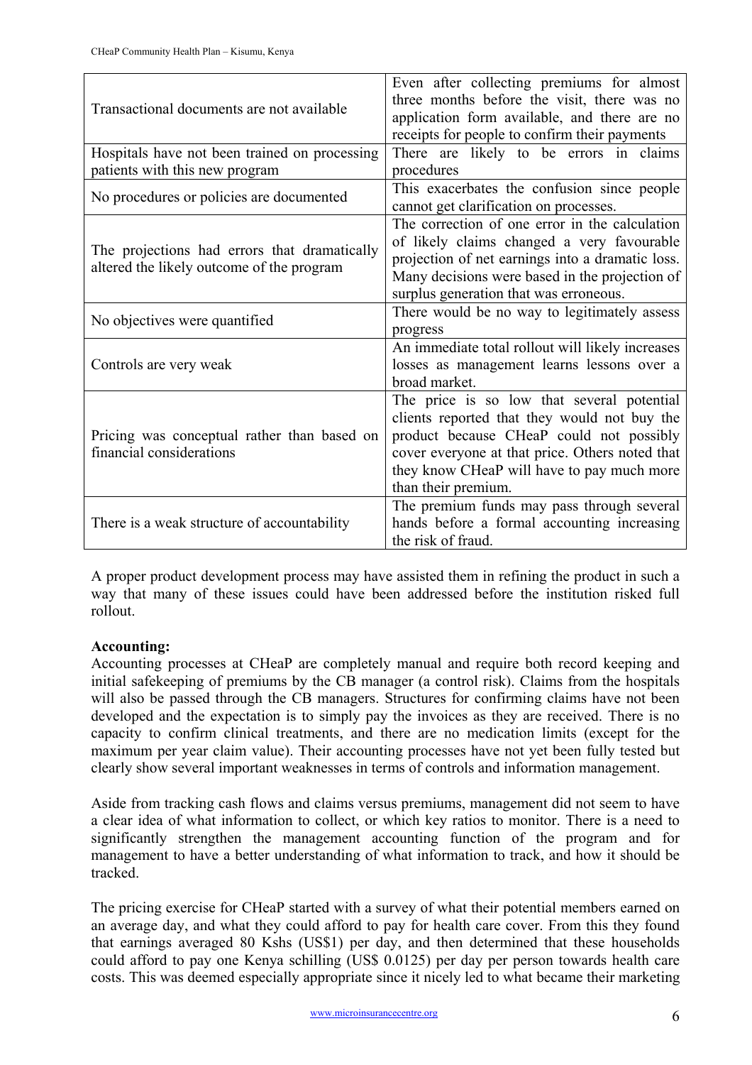| | |
|---|---|
| Transactional documents are not available | Even after collecting premiums for almost three months before the visit, there was no application form available, and there are no receipts for people to confirm their payments |
| Hospitals have not been trained on processing patients with this new program | There are likely to be errors in claims procedures |
| No procedures or policies are documented | This exacerbates the confusion since people cannot get clarification on processes. |
| The projections had errors that dramatically altered the likely outcome of the program | The correction of one error in the calculation of likely claims changed a very favourable projection of net earnings into a dramatic loss. Many decisions were based in the projection of surplus generation that was erroneous. |
| No objectives were quantified | There would be no way to legitimately assess progress |
| Controls are very weak | An immediate total rollout will likely increases losses as management learns lessons over a broad market. |
| Pricing was conceptual rather than based on financial considerations | The price is so low that several potential clients reported that they would not buy the product because CHeaP could not possibly cover everyone at that price. Others noted that they know CHeaP will have to pay much more than their premium. |
| There is a weak structure of accountability | The premium funds may pass through several hands before a formal accounting increasing the risk of fraud. |

A proper product development process may have assisted them in refining the product in such a way that many of these issues could have been addressed before the institution risked full rollout.

**Accounting:**
Accounting processes at CHeaP are completely manual and require both record keeping and initial safekeeping of premiums by the CB manager (a control risk). Claims from the hospitals will also be passed through the CB managers. Structures for confirming claims have not been developed and the expectation is to simply pay the invoices as they are received. There is no capacity to confirm clinical treatments, and there are no medication limits (except for the maximum per year claim value). Their accounting processes have not yet been fully tested but clearly show several important weaknesses in terms of controls and information management.

Aside from tracking cash flows and claims versus premiums, management did not seem to have a clear idea of what information to collect, or which key ratios to monitor. There is a need to significantly strengthen the management accounting function of the program and for management to have a better understanding of what information to track, and how it should be tracked.

The pricing exercise for CHeaP started with a survey of what their potential members earned on an average day, and what they could afford to pay for health care cover. From this they found that earnings averaged 80 Kshs (US$1) per day, and then determined that these households could afford to pay one Kenya schilling (US$ 0.0125) per day per person towards health care costs. This was deemed especially appropriate since it nicely led to what became their marketing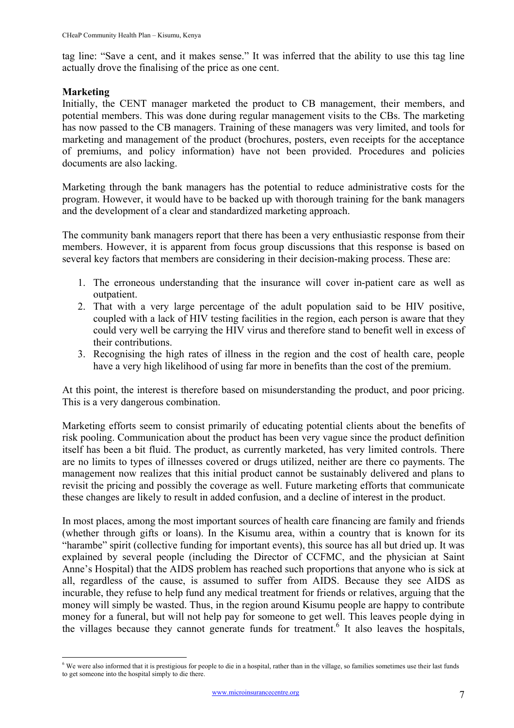tag line: "Save a cent, and it makes sense." It was inferred that the ability to use this tag line actually drove the finalising of the price as one cent.

**Marketing**

Initially, the CENT manager marketed the product to CB management, their members, and potential members. This was done during regular management visits to the CBs. The marketing has now passed to the CB managers. Training of these managers was very limited, and tools for marketing and management of the product (brochures, posters, even receipts for the acceptance of premiums, and policy information) have not been provided. Procedures and policies documents are also lacking.

Marketing through the bank managers has the potential to reduce administrative costs for the program. However, it would have to be backed up with thorough training for the bank managers and the development of a clear and standardized marketing approach.

The community bank managers report that there has been a very enthusiastic response from their members. However, it is apparent from focus group discussions that this response is based on several key factors that members are considering in their decision-making process. These are:

1. The erroneous understanding that the insurance will cover in-patient care as well as outpatient.
2. That with a very large percentage of the adult population said to be HIV positive, coupled with a lack of HIV testing facilities in the region, each person is aware that they could very well be carrying the HIV virus and therefore stand to benefit well in excess of their contributions.
3. Recognising the high rates of illness in the region and the cost of health care, people have a very high likelihood of using far more in benefits than the cost of the premium.

At this point, the interest is therefore based on misunderstanding the product, and poor pricing. This is a very dangerous combination.

Marketing efforts seem to consist primarily of educating potential clients about the benefits of risk pooling. Communication about the product has been very vague since the product definition itself has been a bit fluid. The product, as currently marketed, has very limited controls. There are no limits to types of illnesses covered or drugs utilized, neither are there co payments. The management now realizes that this initial product cannot be sustainably delivered and plans to revisit the pricing and possibly the coverage as well. Future marketing efforts that communicate these changes are likely to result in added confusion, and a decline of interest in the product.

In most places, among the most important sources of health care financing are family and friends (whether through gifts or loans). In the Kisumu area, within a country that is known for its "harambe" spirit (collective funding for important events), this source has all but dried up. It was explained by several people (including the Director of CCFMC, and the physician at Saint Anne's Hospital) that the AIDS problem has reached such proportions that anyone who is sick at all, regardless of the cause, is assumed to suffer from AIDS. Because they see AIDS as incurable, they refuse to help fund any medical treatment for friends or relatives, arguing that the money will simply be wasted. Thus, in the region around Kisumu people are happy to contribute money for a funeral, but will not help pay for someone to get well. This leaves people dying in the villages because they cannot generate funds for treatment.[6] It also leaves the hospitals,

[6] We were also informed that it is prestigious for people to die in a hospital, rather than in the village, so families sometimes use their last funds to get someone into the hospital simply to die there.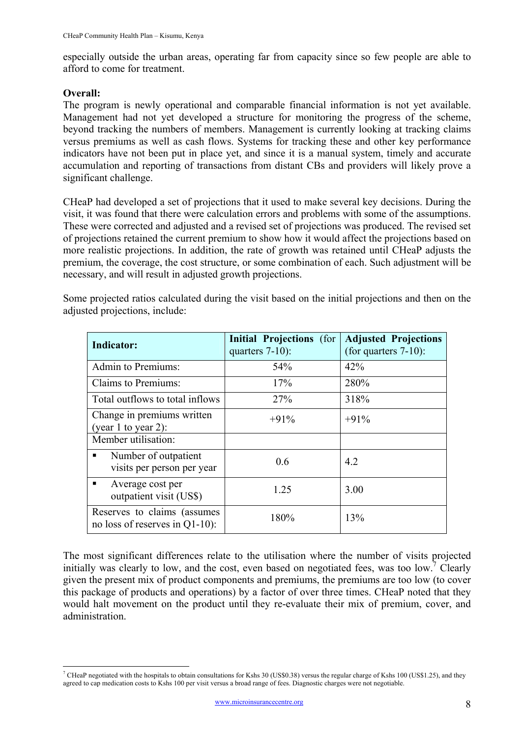especially outside the urban areas, operating far from capacity since so few people are able to afford to come for treatment.

**Overall:**

The program is newly operational and comparable financial information is not yet available. Management had not yet developed a structure for monitoring the progress of the scheme, beyond tracking the numbers of members. Management is currently looking at tracking claims versus premiums as well as cash flows. Systems for tracking these and other key performance indicators have not been put in place yet, and since it is a manual system, timely and accurate accumulation and reporting of transactions from distant CBs and providers will likely prove a significant challenge.

CHeaP had developed a set of projections that it used to make several key decisions. During the visit, it was found that there were calculation errors and problems with some of the assumptions. These were corrected and adjusted and a revised set of projections was produced. The revised set of projections retained the current premium to show how it would affect the projections based on more realistic projections. In addition, the rate of growth was retained until CHeaP adjusts the premium, the coverage, the cost structure, or some combination of each. Such adjustment will be necessary, and will result in adjusted growth projections.

Some projected ratios calculated during the visit based on the initial projections and then on the adjusted projections, include:

| Indicator: | Initial Projections (for quarters 7-10): | Adjusted Projections (for quarters 7-10): |
|---|---|---|
| Admin to Premiums: | 54% | 42% |
| Claims to Premiums: | 17% | 280% |
| Total outflows to total inflows | 27% | 318% |
| Change in premiums written (year 1 to year 2): | +91% | +91% |
| Member utilisation: | | |
| ▪ Number of outpatient visits per person per year | 0.6 | 4.2 |
| ▪ Average cost per outpatient visit (US$) | 1.25 | 3.00 |
| Reserves to claims (assumes no loss of reserves in Q1-10): | 180% | 13% |

The most significant differences relate to the utilisation where the number of visits projected initially was clearly to low, and the cost, even based on negotiated fees, was too low.[7] Clearly given the present mix of product components and premiums, the premiums are too low (to cover this package of products and operations) by a factor of over three times. CHeaP noted that they would halt movement on the product until they re-evaluate their mix of premium, cover, and administration.

[7] CHeaP negotiated with the hospitals to obtain consultations for Kshs 30 (US$0.38) versus the regular charge of Kshs 100 (US$1.25), and they agreed to cap medication costs to Kshs 100 per visit versus a broad range of fees. Diagnostic charges were not negotiable.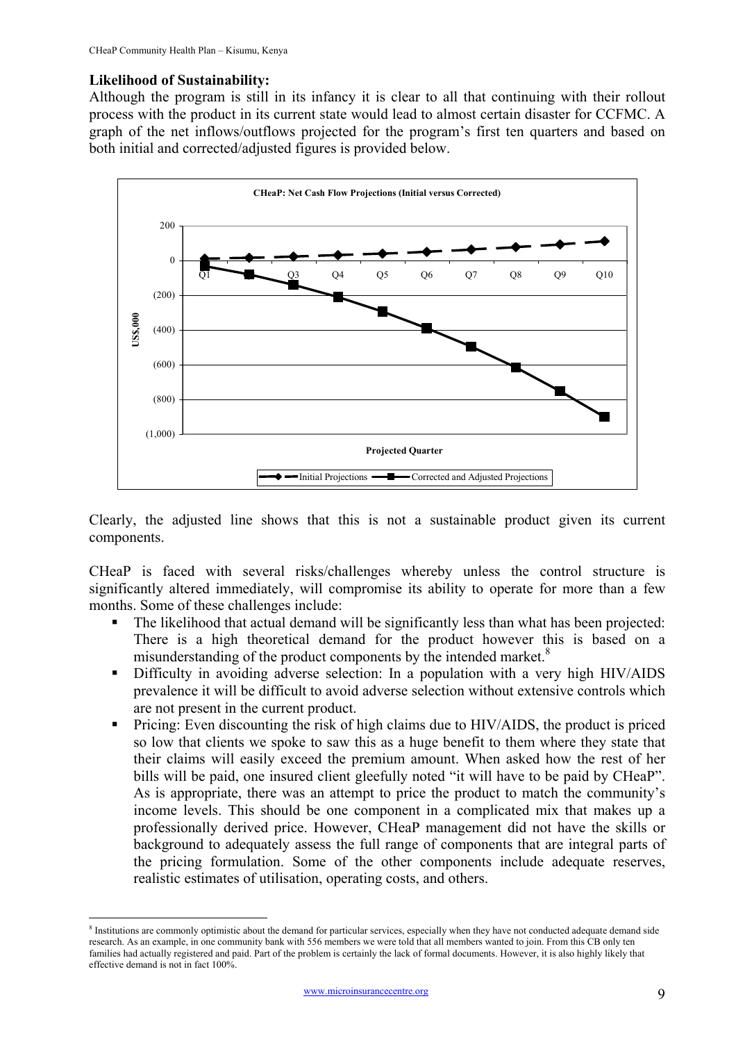**Likelihood of Sustainability:**

Although the program is still in its infancy it is clear to all that continuing with their rollout process with the product in its current state would lead to almost certain disaster for CCFMC. A graph of the net inflows/outflows projected for the program's first ten quarters and based on both initial and corrected/adjusted figures is provided below.

**CHeaP: Net Cash Flow Projections (Initial versus Corrected)**

Clearly, the adjusted line shows that this is not a sustainable product given its current components.

CHeaP is faced with several risks/challenges whereby unless the control structure is significantly altered immediately, will compromise its ability to operate for more than a few months. Some of these challenges include:

- The likelihood that actual demand will be significantly less than what has been projected: There is a high theoretical demand for the product however this is based on a misunderstanding of the product components by the intended market.[8]
- Difficulty in avoiding adverse selection: In a population with a very high HIV/AIDS prevalence it will be difficult to avoid adverse selection without extensive controls which are not present in the current product.
- Pricing: Even discounting the risk of high claims due to HIV/AIDS, the product is priced so low that clients we spoke to saw this as a huge benefit to them where they state that their claims will easily exceed the premium amount. When asked how the rest of her bills will be paid, one insured client gleefully noted "it will have to be paid by CHeaP". As is appropriate, there was an attempt to price the product to match the community's income levels. This should be one component in a complicated mix that makes up a professionally derived price. However, CHeaP management did not have the skills or background to adequately assess the full range of components that are integral parts of the pricing formulation. Some of the other components include adequate reserves, realistic estimates of utilisation, operating costs, and others.

---

[8] Institutions are commonly optimistic about the demand for particular services, especially when they have not conducted adequate demand side research. As an example, in one community bank with 556 members we were told that all members wanted to join. From this CB only ten families had actually registered and paid. Part of the problem is certainly the lack of formal documents. However, it is also highly likely that effective demand is not in fact 100%.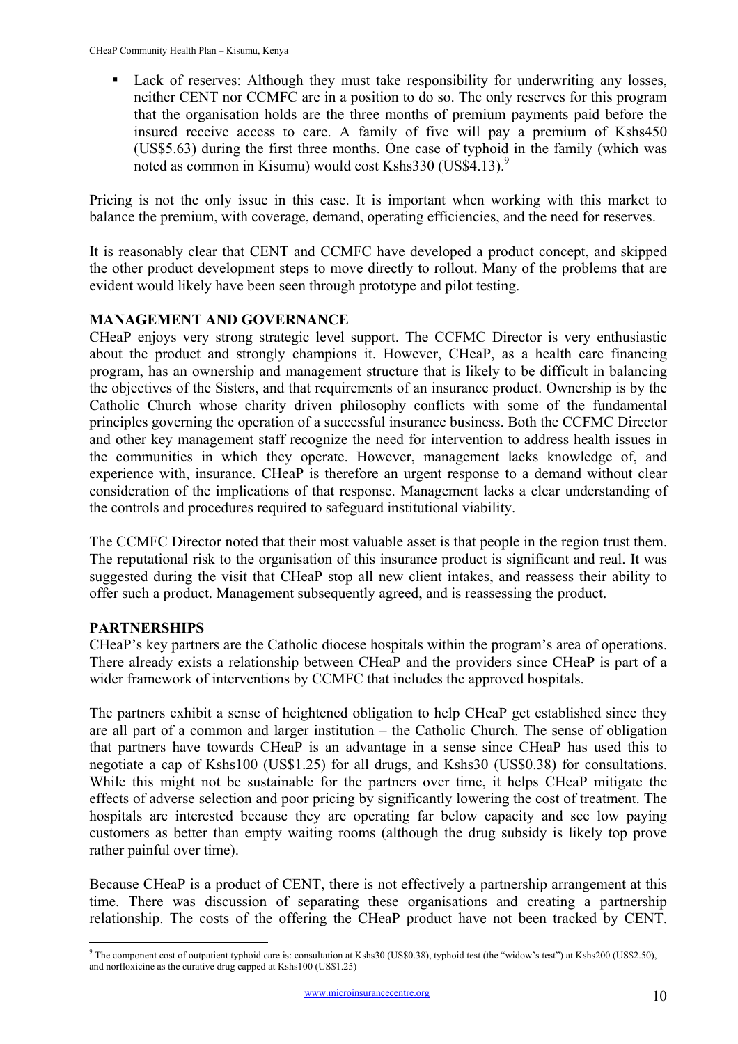- Lack of reserves: Although they must take responsibility for underwriting any losses, neither CENT nor CCMFC are in a position to do so. The only reserves for this program that the organisation holds are the three months of premium payments paid before the insured receive access to care. A family of five will pay a premium of Kshs450 (US$5.63) during the first three months. One case of typhoid in the family (which was noted as common in Kisumu) would cost Kshs330 (US$4.13).[9]

Pricing is not the only issue in this case. It is important when working with this market to balance the premium, with coverage, demand, operating efficiencies, and the need for reserves.

It is reasonably clear that CENT and CCMFC have developed a product concept, and skipped the other product development steps to move directly to rollout. Many of the problems that are evident would likely have been seen through prototype and pilot testing.

## MANAGEMENT AND GOVERNANCE

CHeaP enjoys very strong strategic level support. The CCFMC Director is very enthusiastic about the product and strongly champions it. However, CHeaP, as a health care financing program, has an ownership and management structure that is likely to be difficult in balancing the objectives of the Sisters, and that requirements of an insurance product. Ownership is by the Catholic Church whose charity driven philosophy conflicts with some of the fundamental principles governing the operation of a successful insurance business. Both the CCFMC Director and other key management staff recognize the need for intervention to address health issues in the communities in which they operate. However, management lacks knowledge of, and experience with, insurance. CHeaP is therefore an urgent response to a demand without clear consideration of the implications of that response. Management lacks a clear understanding of the controls and procedures required to safeguard institutional viability.

The CCMFC Director noted that their most valuable asset is that people in the region trust them. The reputational risk to the organisation of this insurance product is significant and real. It was suggested during the visit that CHeaP stop all new client intakes, and reassess their ability to offer such a product. Management subsequently agreed, and is reassessing the product.

## PARTNERSHIPS

CHeaP's key partners are the Catholic diocese hospitals within the program's area of operations. There already exists a relationship between CHeaP and the providers since CHeaP is part of a wider framework of interventions by CCMFC that includes the approved hospitals.

The partners exhibit a sense of heightened obligation to help CHeaP get established since they are all part of a common and larger institution – the Catholic Church. The sense of obligation that partners have towards CHeaP is an advantage in a sense since CHeaP has used this to negotiate a cap of Kshs100 (US$1.25) for all drugs, and Kshs30 (US$0.38) for consultations. While this might not be sustainable for the partners over time, it helps CHeaP mitigate the effects of adverse selection and poor pricing by significantly lowering the cost of treatment. The hospitals are interested because they are operating far below capacity and see low paying customers as better than empty waiting rooms (although the drug subsidy is likely top prove rather painful over time).

Because CHeaP is a product of CENT, there is not effectively a partnership arrangement at this time. There was discussion of separating these organisations and creating a partnership relationship. The costs of the offering the CHeaP product have not been tracked by CENT.

---

[9] The component cost of outpatient typhoid care is: consultation at Kshs30 (US$0.38), typhoid test (the "widow's test") at Kshs200 (US$2.50), and norfloxicine as the curative drug capped at Kshs100 (US$1.25)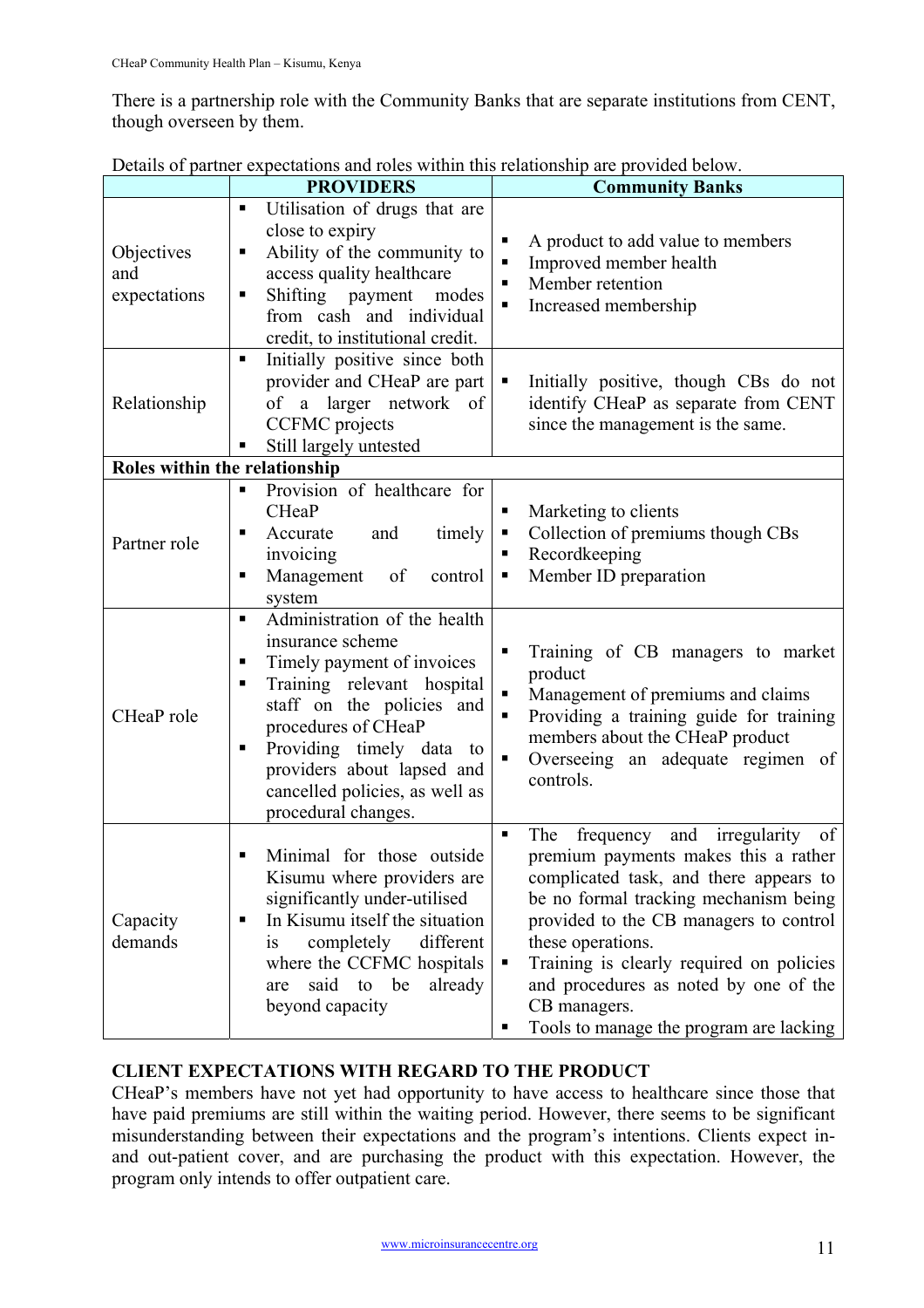There is a partnership role with the Community Banks that are separate institutions from CENT, though overseen by them.

Details of partner expectations and roles within this relationship are provided below.

| | **PROVIDERS** | **Community Banks** |
|---|---|---|
| Objectives and expectations | ▪ Utilisation of drugs that are close to expiry<br>▪ Ability of the community to access quality healthcare<br>▪ Shifting payment modes from cash and individual credit, to institutional credit. | ▪ A product to add value to members<br>▪ Improved member health<br>▪ Member retention<br>▪ Increased membership |
| Relationship | ▪ Initially positive since both provider and CHeaP are part of a larger network of CCFMC projects<br>▪ Still largely untested | ▪ Initially positive, though CBs do not identify CHeaP as separate from CENT since the management is the same. |
| **Roles within the relationship** | | |
| Partner role | ▪ Provision of healthcare for CHeaP<br>▪ Accurate and timely invoicing<br>▪ Management of control system | ▪ Marketing to clients<br>▪ Collection of premiums though CBs<br>▪ Recordkeeping<br>▪ Member ID preparation |
| CHeaP role | ▪ Administration of the health insurance scheme<br>▪ Timely payment of invoices<br>▪ Training relevant hospital staff on the policies and procedures of CHeaP<br>▪ Providing timely data to providers about lapsed and cancelled policies, as well as procedural changes. | ▪ Training of CB managers to market product<br>▪ Management of premiums and claims<br>▪ Providing a training guide for training members about the CHeaP product<br>▪ Overseeing an adequate regimen of controls. |
| Capacity demands | ▪ Minimal for those outside Kisumu where providers are significantly under-utilised<br>▪ In Kisumu itself the situation is completely different where the CCFMC hospitals are said to be already beyond capacity | ▪ The frequency and irregularity of premium payments makes this a rather complicated task, and there appears to be no formal tracking mechanism being provided to the CB managers to control these operations.<br>▪ Training is clearly required on policies and procedures as noted by one of the CB managers.<br>▪ Tools to manage the program are lacking |

**CLIENT EXPECTATIONS WITH REGARD TO THE PRODUCT**

CHeaP's members have not yet had opportunity to have access to healthcare since those that have paid premiums are still within the waiting period. However, there seems to be significant misunderstanding between their expectations and the program's intentions. Clients expect in- and out-patient cover, and are purchasing the product with this expectation. However, the program only intends to offer outpatient care.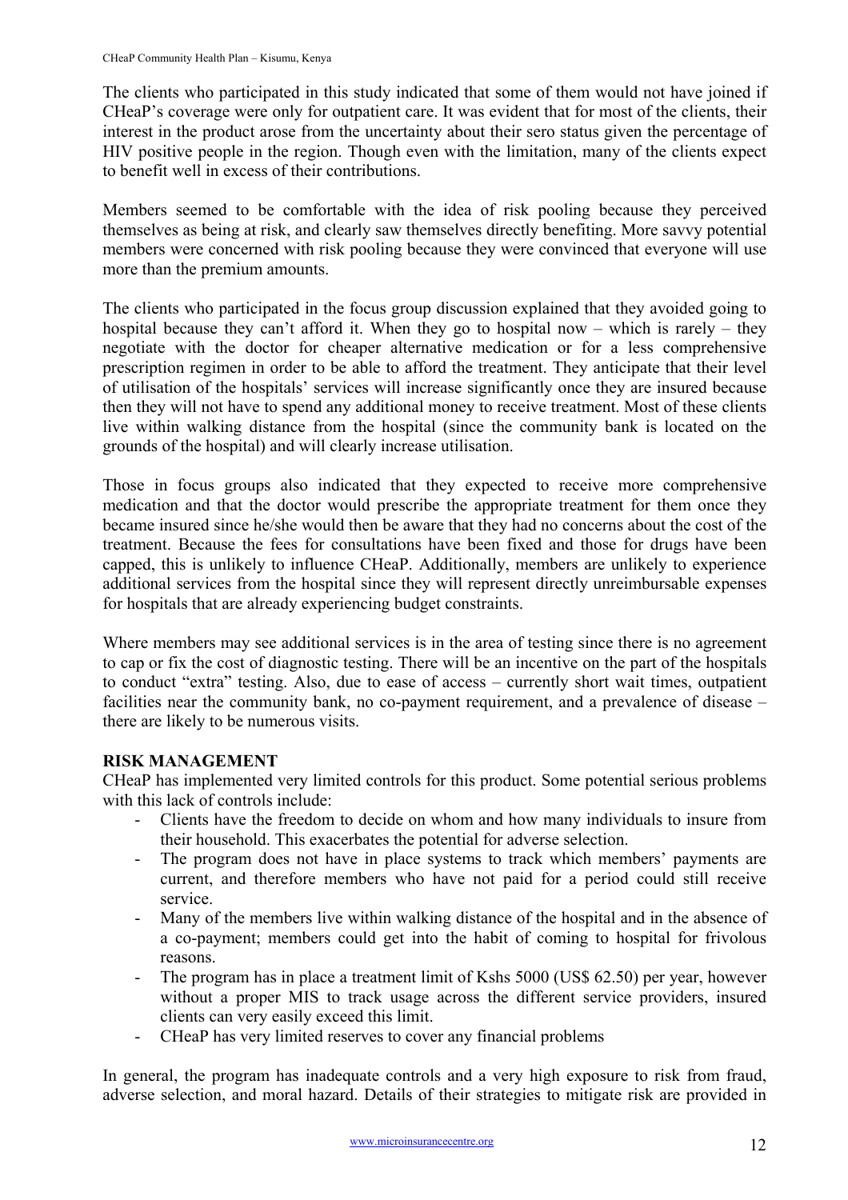The clients who participated in this study indicated that some of them would not have joined if CHeaP's coverage were only for outpatient care. It was evident that for most of the clients, their interest in the product arose from the uncertainty about their sero status given the percentage of HIV positive people in the region. Though even with the limitation, many of the clients expect to benefit well in excess of their contributions.

Members seemed to be comfortable with the idea of risk pooling because they perceived themselves as being at risk, and clearly saw themselves directly benefiting. More savvy potential members were concerned with risk pooling because they were convinced that everyone will use more than the premium amounts.

The clients who participated in the focus group discussion explained that they avoided going to hospital because they can't afford it. When they go to hospital now – which is rarely – they negotiate with the doctor for cheaper alternative medication or for a less comprehensive prescription regimen in order to be able to afford the treatment. They anticipate that their level of utilisation of the hospitals' services will increase significantly once they are insured because then they will not have to spend any additional money to receive treatment. Most of these clients live within walking distance from the hospital (since the community bank is located on the grounds of the hospital) and will clearly increase utilisation.

Those in focus groups also indicated that they expected to receive more comprehensive medication and that the doctor would prescribe the appropriate treatment for them once they became insured since he/she would then be aware that they had no concerns about the cost of the treatment. Because the fees for consultations have been fixed and those for drugs have been capped, this is unlikely to influence CHeaP. Additionally, members are unlikely to experience additional services from the hospital since they will represent directly unreimbursable expenses for hospitals that are already experiencing budget constraints.

Where members may see additional services is in the area of testing since there is no agreement to cap or fix the cost of diagnostic testing. There will be an incentive on the part of the hospitals to conduct "extra" testing. Also, due to ease of access – currently short wait times, outpatient facilities near the community bank, no co-payment requirement, and a prevalence of disease – there are likely to be numerous visits.

**RISK MANAGEMENT**

CHeaP has implemented very limited controls for this product. Some potential serious problems with this lack of controls include:

- Clients have the freedom to decide on whom and how many individuals to insure from their household. This exacerbates the potential for adverse selection.
- The program does not have in place systems to track which members' payments are current, and therefore members who have not paid for a period could still receive service.
- Many of the members live within walking distance of the hospital and in the absence of a co-payment; members could get into the habit of coming to hospital for frivolous reasons.
- The program has in place a treatment limit of Kshs 5000 (US$ 62.50) per year, however without a proper MIS to track usage across the different service providers, insured clients can very easily exceed this limit.
- CHeaP has very limited reserves to cover any financial problems

In general, the program has inadequate controls and a very high exposure to risk from fraud, adverse selection, and moral hazard. Details of their strategies to mitigate risk are provided in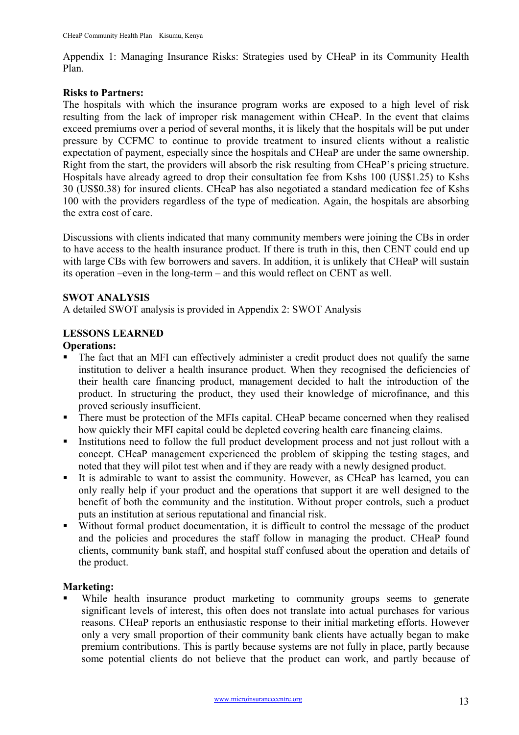Appendix 1: Managing Insurance Risks: Strategies used by CHeaP in its Community Health Plan.

**Risks to Partners:**

The hospitals with which the insurance program works are exposed to a high level of risk resulting from the lack of improper risk management within CHeaP. In the event that claims exceed premiums over a period of several months, it is likely that the hospitals will be put under pressure by CCFMC to continue to provide treatment to insured clients without a realistic expectation of payment, especially since the hospitals and CHeaP are under the same ownership. Right from the start, the providers will absorb the risk resulting from CHeaP's pricing structure. Hospitals have already agreed to drop their consultation fee from Kshs 100 (US$1.25) to Kshs 30 (US$0.38) for insured clients. CHeaP has also negotiated a standard medication fee of Kshs 100 with the providers regardless of the type of medication. Again, the hospitals are absorbing the extra cost of care.

Discussions with clients indicated that many community members were joining the CBs in order to have access to the health insurance product. If there is truth in this, then CENT could end up with large CBs with few borrowers and savers. In addition, it is unlikely that CHeaP will sustain its operation –even in the long-term – and this would reflect on CENT as well.

**SWOT ANALYSIS**

A detailed SWOT analysis is provided in Appendix 2: SWOT Analysis

**LESSONS LEARNED**

**Operations:**

- The fact that an MFI can effectively administer a credit product does not qualify the same institution to deliver a health insurance product. When they recognised the deficiencies of their health care financing product, management decided to halt the introduction of the product. In structuring the product, they used their knowledge of microfinance, and this proved seriously insufficient.
- There must be protection of the MFIs capital. CHeaP became concerned when they realised how quickly their MFI capital could be depleted covering health care financing claims.
- Institutions need to follow the full product development process and not just rollout with a concept. CHeaP management experienced the problem of skipping the testing stages, and noted that they will pilot test when and if they are ready with a newly designed product.
- It is admirable to want to assist the community. However, as CHeaP has learned, you can only really help if your product and the operations that support it are well designed to the benefit of both the community and the institution. Without proper controls, such a product puts an institution at serious reputational and financial risk.
- Without formal product documentation, it is difficult to control the message of the product and the policies and procedures the staff follow in managing the product. CHeaP found clients, community bank staff, and hospital staff confused about the operation and details of the product.

**Marketing:**

- While health insurance product marketing to community groups seems to generate significant levels of interest, this often does not translate into actual purchases for various reasons. CHeaP reports an enthusiastic response to their initial marketing efforts. However only a very small proportion of their community bank clients have actually began to make premium contributions. This is partly because systems are not fully in place, partly because some potential clients do not believe that the product can work, and partly because of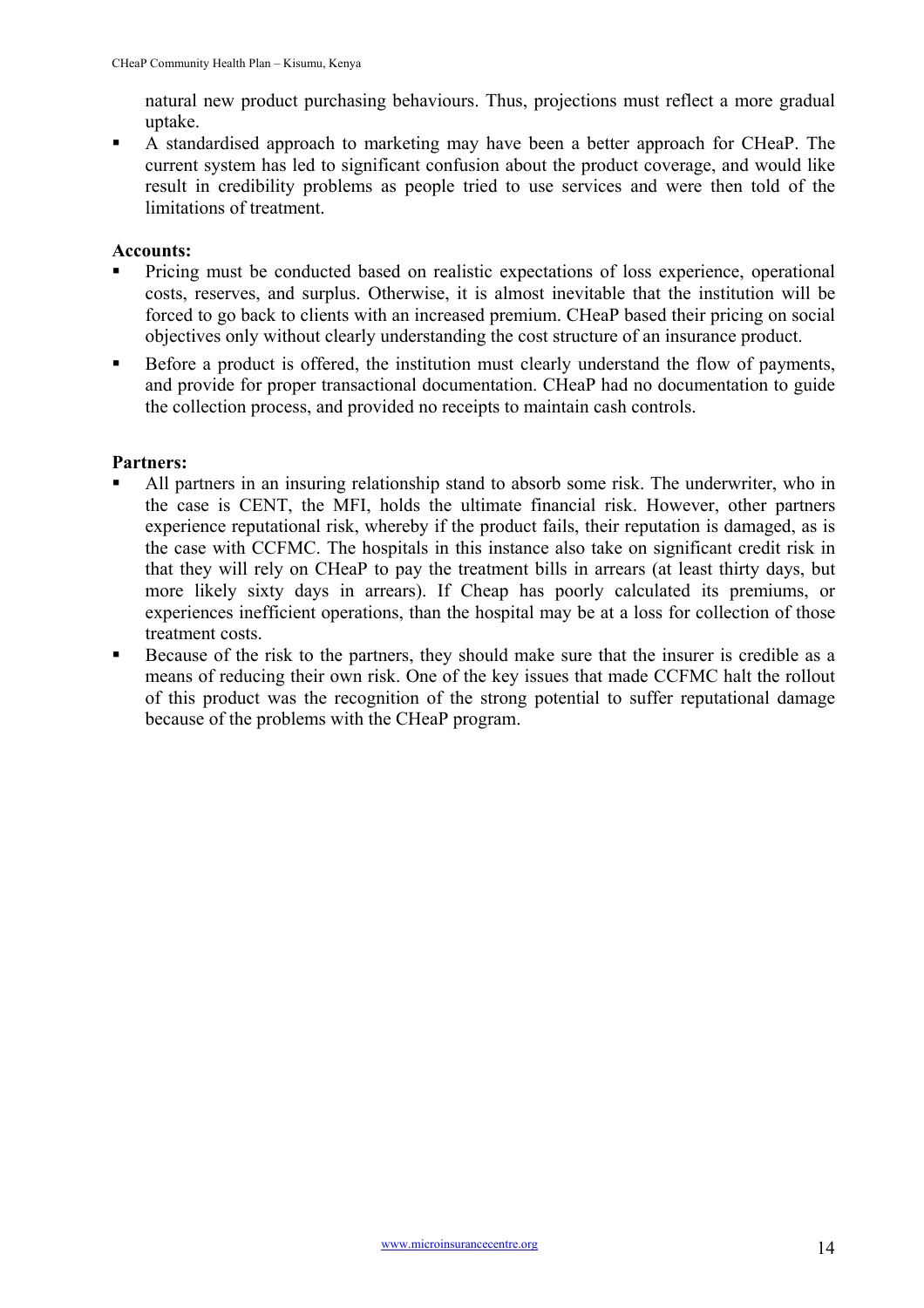natural new product purchasing behaviours. Thus, projections must reflect a more gradual uptake.

- A standardised approach to marketing may have been a better approach for CHeaP. The current system has led to significant confusion about the product coverage, and would like result in credibility problems as people tried to use services and were then told of the limitations of treatment.

**Accounts:**

- Pricing must be conducted based on realistic expectations of loss experience, operational costs, reserves, and surplus. Otherwise, it is almost inevitable that the institution will be forced to go back to clients with an increased premium. CHeaP based their pricing on social objectives only without clearly understanding the cost structure of an insurance product.
- Before a product is offered, the institution must clearly understand the flow of payments, and provide for proper transactional documentation. CHeaP had no documentation to guide the collection process, and provided no receipts to maintain cash controls.

**Partners:**

- All partners in an insuring relationship stand to absorb some risk. The underwriter, who in the case is CENT, the MFI, holds the ultimate financial risk. However, other partners experience reputational risk, whereby if the product fails, their reputation is damaged, as is the case with CCFMC. The hospitals in this instance also take on significant credit risk in that they will rely on CHeaP to pay the treatment bills in arrears (at least thirty days, but more likely sixty days in arrears). If Cheap has poorly calculated its premiums, or experiences inefficient operations, than the hospital may be at a loss for collection of those treatment costs.
- Because of the risk to the partners, they should make sure that the insurer is credible as a means of reducing their own risk. One of the key issues that made CCFMC halt the rollout of this product was the recognition of the strong potential to suffer reputational damage because of the problems with the CHeaP program.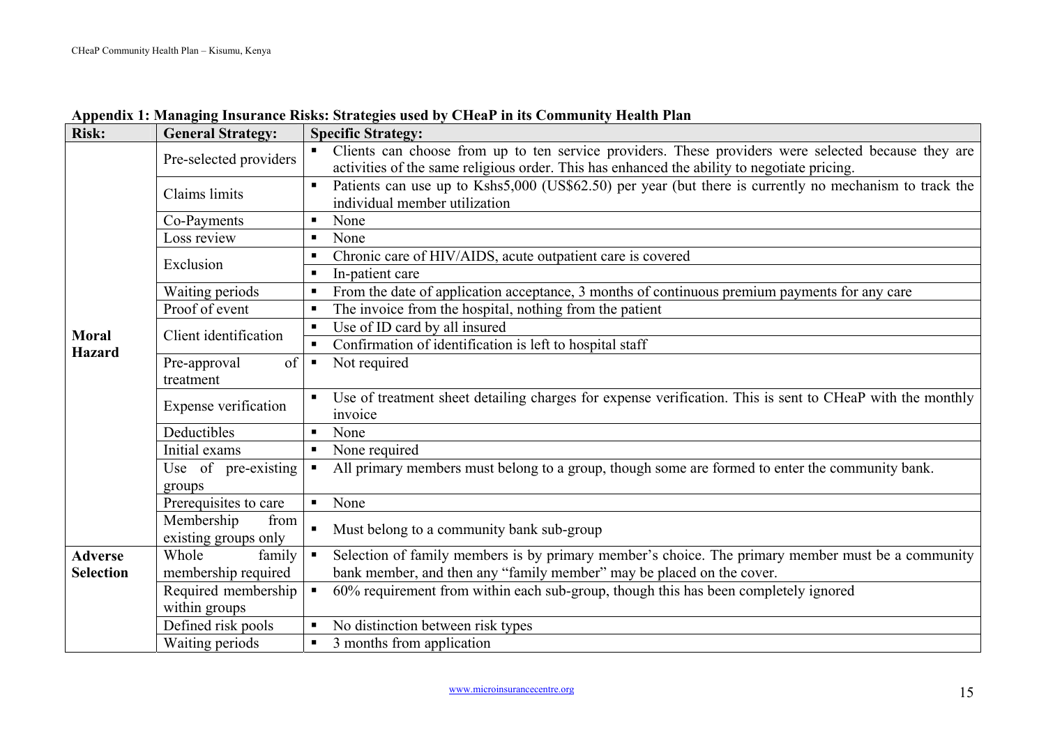**Appendix 1: Managing Insurance Risks: Strategies used by CHeaP in its Community Health Plan**

| Risk: | General Strategy: | Specific Strategy: |
|---|---|---|
| **Moral Hazard** | Pre-selected providers | ▪ Clients can choose from up to ten service providers. These providers were selected because they are activities of the same religious order. This has enhanced the ability to negotiate pricing. |
| | Claims limits | ▪ Patients can use up to Kshs5,000 (US$62.50) per year (but there is currently no mechanism to track the individual member utilization |
| | Co-Payments | ▪ None |
| | Loss review | ▪ None |
| | Exclusion | ▪ Chronic care of HIV/AIDS, acute outpatient care is covered |
| | | ▪ In-patient care |
| | Waiting periods | ▪ From the date of application acceptance, 3 months of continuous premium payments for any care |
| | Proof of event | ▪ The invoice from the hospital, nothing from the patient |
| | Client identification | ▪ Use of ID card by all insured |
| | | ▪ Confirmation of identification is left to hospital staff |
| | Pre-approval of treatment | ▪ Not required |
| | Expense verification | ▪ Use of treatment sheet detailing charges for expense verification. This is sent to CHeaP with the monthly invoice |
| | Deductibles | ▪ None |
| | Initial exams | ▪ None required |
| | Use of pre-existing groups | ▪ All primary members must belong to a group, though some are formed to enter the community bank. |
| | Prerequisites to care | ▪ None |
| | Membership from existing groups only | ▪ Must belong to a community bank sub-group |
| **Adverse Selection** | Whole family membership required | ▪ Selection of family members is by primary member's choice. The primary member must be a community bank member, and then any "family member" may be placed on the cover. |
| | Required membership within groups | ▪ 60% requirement from within each sub-group, though this has been completely ignored |
| | Defined risk pools | ▪ No distinction between risk types |
| | Waiting periods | ▪ 3 months from application |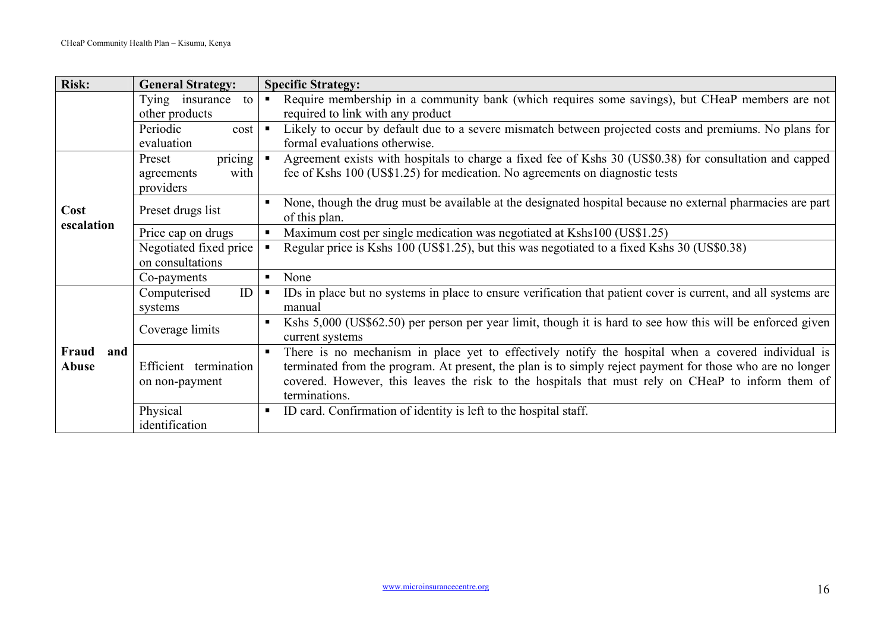| Risk: | General Strategy: | Specific Strategy: |
|---|---|---|
| | Tying insurance to other products | ▪ Require membership in a community bank (which requires some savings), but CHeaP members are not required to link with any product |
| | Periodic cost evaluation | ▪ Likely to occur by default due to a severe mismatch between projected costs and premiums. No plans for formal evaluations otherwise. |
| **Cost escalation** | Preset pricing agreements with providers | ▪ Agreement exists with hospitals to charge a fixed fee of Kshs 30 (US$0.38) for consultation and capped fee of Kshs 100 (US$1.25) for medication. No agreements on diagnostic tests |
| | Preset drugs list | ▪ None, though the drug must be available at the designated hospital because no external pharmacies are part of this plan. |
| | Price cap on drugs | ▪ Maximum cost per single medication was negotiated at Kshs100 (US$1.25) |
| | Negotiated fixed price on consultations | ▪ Regular price is Kshs 100 (US$1.25), but this was negotiated to a fixed Kshs 30 (US$0.38) |
| | Co-payments | ▪ None |
| **Fraud and Abuse** | Computerised ID systems | ▪ IDs in place but no systems in place to ensure verification that patient cover is current, and all systems are manual |
| | Coverage limits | ▪ Kshs 5,000 (US$62.50) per person per year limit, though it is hard to see how this will be enforced given current systems |
| | Efficient termination on non-payment | ▪ There is no mechanism in place yet to effectively notify the hospital when a covered individual is terminated from the program. At present, the plan is to simply reject payment for those who are no longer covered. However, this leaves the risk to the hospitals that must rely on CHeaP to inform them of terminations. |
| | Physical identification | ▪ ID card. Confirmation of identity is left to the hospital staff. |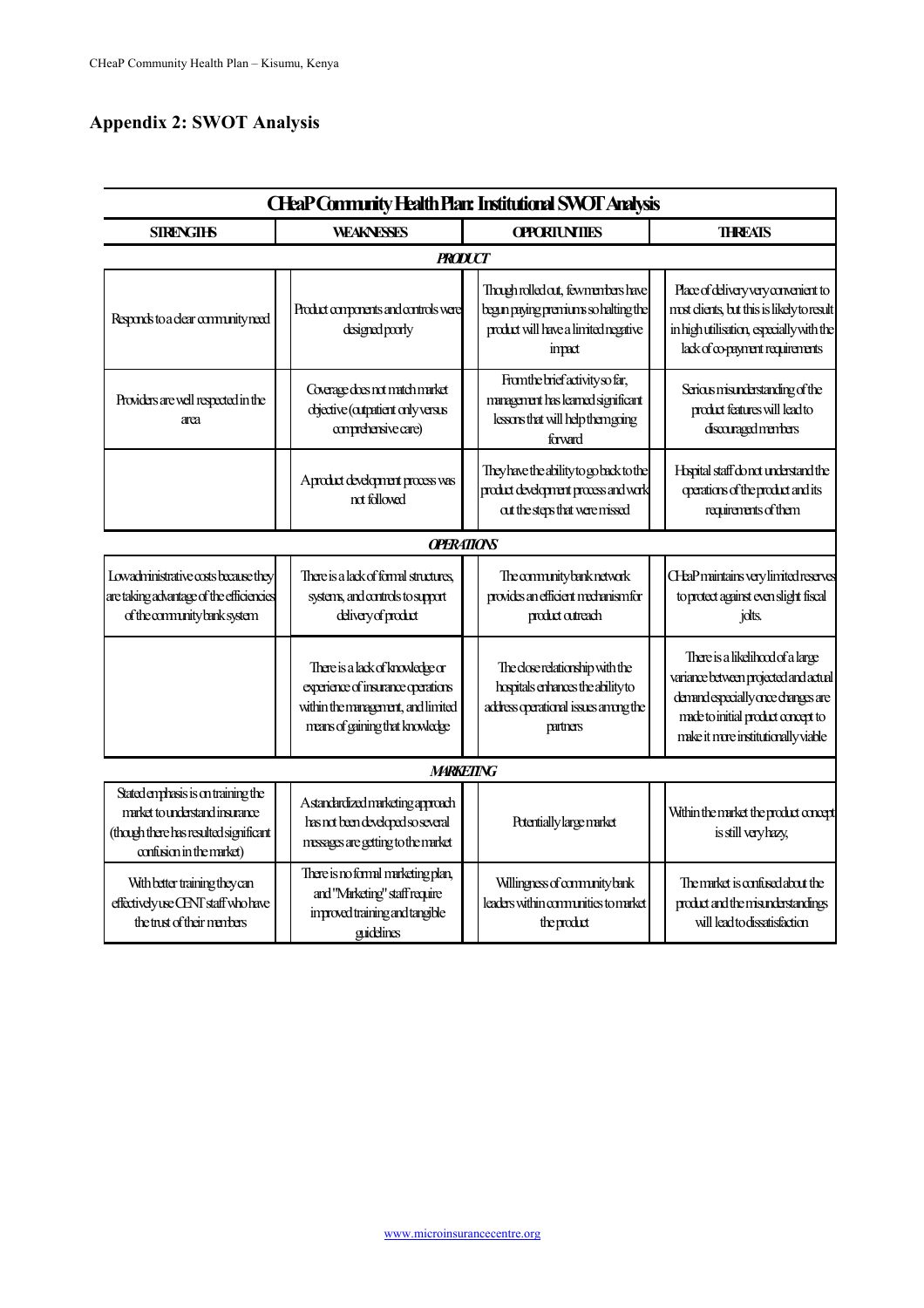## Appendix 2: SWOT Analysis

| CHeaP Community Health Plan: Institutional SWOT Analysis | | | |
|---|---|---|---|
| **STRENGTHS** | **WEAKNESSES** | **OPPORTUNITIES** | **THREATS** |
| ***PRODUCT*** | | | |
| Responds to a clear community need | Product components and controls were designed poorly | Though rolled out, few members have begun paying premiums so halting the product will have a limited negative impact | Place of delivery very convenient to most clients, but this is likely to result in high utilisation, especially with the lack of co-payment requirements |
| Providers are well respected in the area | Coverage does not match market objective (outpatient only versus comprehensive care) | From the brief activity so far, management has learned significant lessons that will help them going forward | Serious misunderstanding of the product features will lead to discouraged members |
| | A product development process was not followed | They have the ability to go back to the product development process and work out the steps that were missed | Hospital staff do not understand the operations of the product and its requirements of them |
| ***OPERATIONS*** | | | |
| Low administrative costs because they are taking advantage of the efficiencies of the community bank system | There is a lack of formal structures, systems, and controls to support delivery of product | The community bank network provides an efficient mechanism for product outreach | CHeaP maintains very limited reserves to protect against even slight fiscal jolts. |
| | There is a lack of knowledge or experience of insurance operations within the management, and limited means of gaining that knowledge | The close relationship with the hospitals enhances the ability to address operational issues among the partners | There is a likelihood of a large variance between projected and actual demand especially once changes are made to initial product concept to make it more institutionally viable |
| ***MARKETING*** | | | |
| Stated emphasis is on training the market to understand insurance (though there has resulted significant confusion in the market) | A standardized marketing approach has not been developed so several messages are getting to the market | Potentially large market | Within the market the product concept is still very hazy, |
| With better training they can effectively use CENT staff who have the trust of their members | There is no formal marketing plan, and "Marketing" staff require improved training and tangible guidelines | Willingness of community bank leaders within communities to market the product | The market is confused about the product and the misunderstandings will lead to dissatisfaction |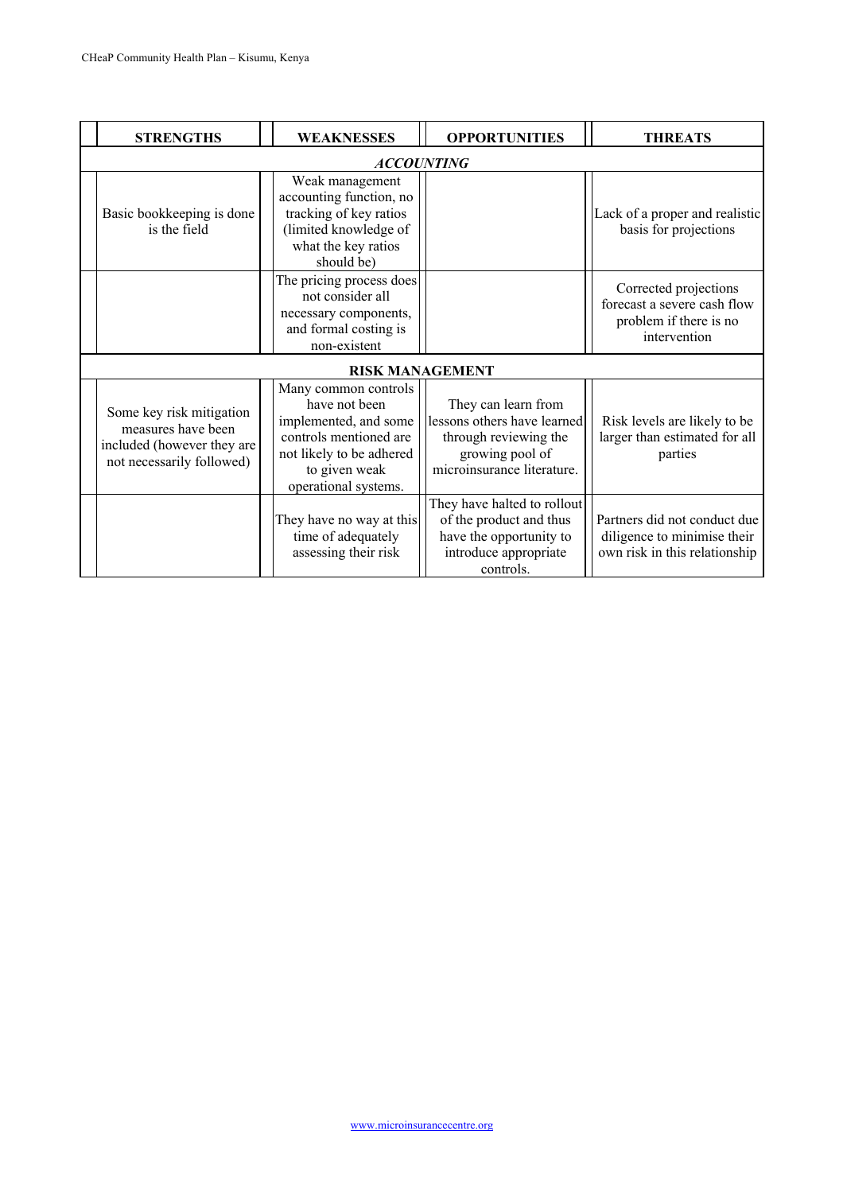| STRENGTHS | WEAKNESSES | OPPORTUNITIES | THREATS |
|---|---|---|---|
| ***ACCOUNTING*** | | | |
| Basic bookkeeping is done is the field | Weak management accounting function, no tracking of key ratios (limited knowledge of what the key ratios should be) | | Lack of a proper and realistic basis for projections |
| | The pricing process does not consider all necessary components, and formal costing is non-existent | | Corrected projections forecast a severe cash flow problem if there is no intervention |
| **RISK MANAGEMENT** | | | |
| Some key risk mitigation measures have been included (however they are not necessarily followed) | Many common controls have not been implemented, and some controls mentioned are not likely to be adhered to given weak operational systems. | They can learn from lessons others have learned through reviewing the growing pool of microinsurance literature. | Risk levels are likely to be larger than estimated for all parties |
| | They have no way at this time of adequately assessing their risk | They have halted to rollout of the product and thus have the opportunity to introduce appropriate controls. | Partners did not conduct due diligence to minimise their own risk in this relationship |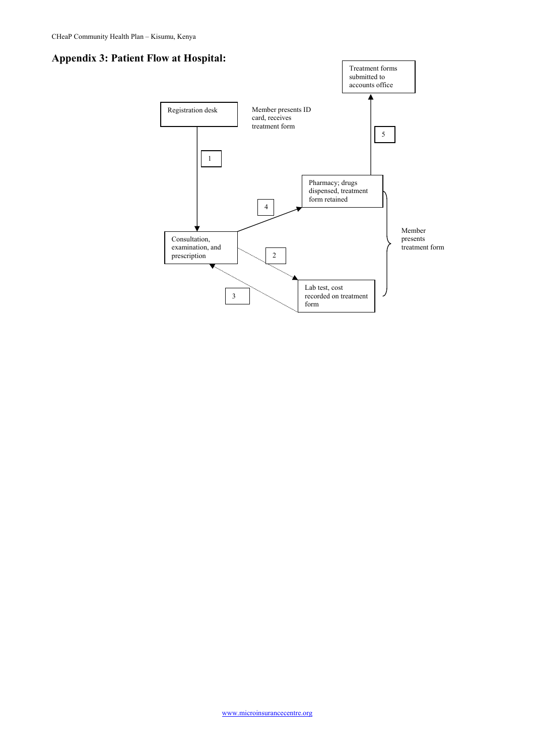## Appendix 3: Patient Flow at Hospital:

Registration desk

Member presents ID card, receives treatment form

1

Consultation, examination, and prescription

2

Lab test, cost recorded on treatment form

3

4

Pharmacy; drugs dispensed, treatment form retained

Member presents treatment form

5

Treatment forms submitted to accounts office